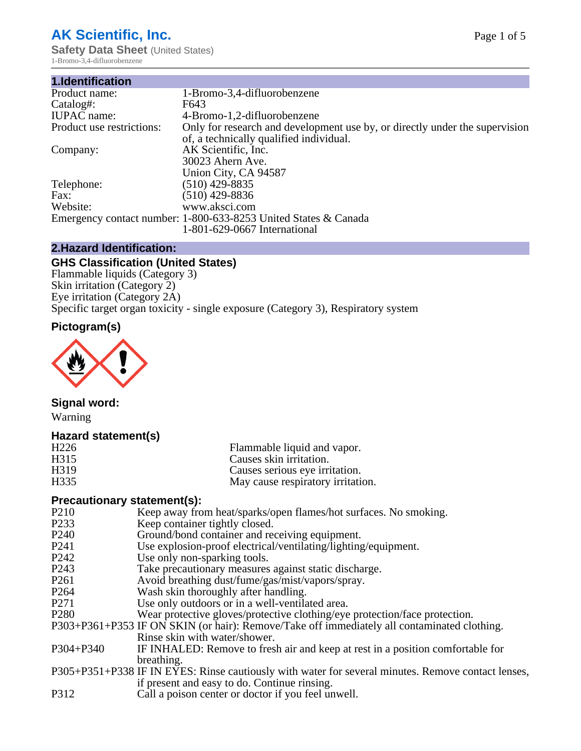# AK Scientific, Inc.

**Safety Data Sheet** (United States)

1-Bromo-3,4-difluorobenzene

## 1.Identification

| | |
|---|---|
| Product name: | 1-Bromo-3,4-difluorobenzene |
| Catalog#: | F643 |
| IUPAC name: | 4-Bromo-1,2-difluorobenzene |
| Product use restrictions: | Only for research and development use by, or directly under the supervision of, a technically qualified individual. |
| Company: | AK Scientific, Inc.<br>30023 Ahern Ave.<br>Union City, CA 94587 |
| Telephone: | (510) 429-8835 |
| Fax: | (510) 429-8836 |
| Website: | www.aksci.com |
| Emergency contact number: | 1-800-633-8253 United States & Canada<br>1-801-629-0667 International |

## 2.Hazard Identification:

### GHS Classification (United States)

Flammable liquids (Category 3)
Skin irritation (Category 2)
Eye irritation (Category 2A)
Specific target organ toxicity - single exposure (Category 3), Respiratory system

### Pictogram(s)

### Signal word:

Warning

### Hazard statement(s)

| | |
|---|---|
| H226 | Flammable liquid and vapor. |
| H315 | Causes skin irritation. |
| H319 | Causes serious eye irritation. |
| H335 | May cause respiratory irritation. |

### Precautionary statement(s):

| | |
|---|---|
| P210 | Keep away from heat/sparks/open flames/hot surfaces. No smoking. |
| P233 | Keep container tightly closed. |
| P240 | Ground/bond container and receiving equipment. |
| P241 | Use explosion-proof electrical/ventilating/lighting/equipment. |
| P242 | Use only non-sparking tools. |
| P243 | Take precautionary measures against static discharge. |
| P261 | Avoid breathing dust/fume/gas/mist/vapors/spray. |
| P264 | Wash skin thoroughly after handling. |
| P271 | Use only outdoors or in a well-ventilated area. |
| P280 | Wear protective gloves/protective clothing/eye protection/face protection. |
| P303+P361+P353 | IF ON SKIN (or hair): Remove/Take off immediately all contaminated clothing. Rinse skin with water/shower. |
| P304+P340 | IF INHALED: Remove to fresh air and keep at rest in a position comfortable for breathing. |
| P305+P351+P338 | IF IN EYES: Rinse cautiously with water for several minutes. Remove contact lenses, if present and easy to do. Continue rinsing. |
| P312 | Call a poison center or doctor if you feel unwell. |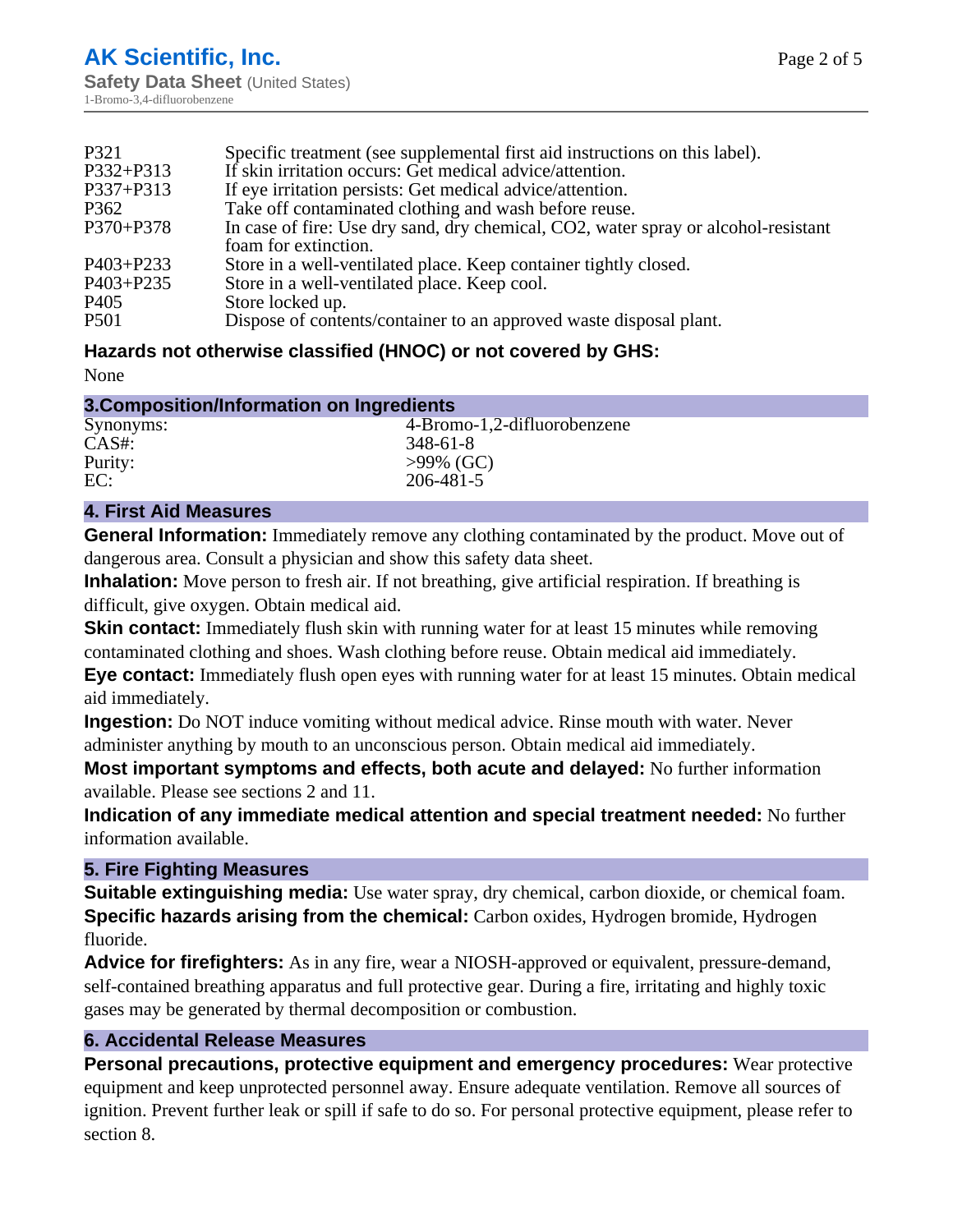| | |
|---|---|
| P321 | Specific treatment (see supplemental first aid instructions on this label). |
| P332+P313 | If skin irritation occurs: Get medical advice/attention. |
| P337+P313 | If eye irritation persists: Get medical advice/attention. |
| P362 | Take off contaminated clothing and wash before reuse. |
| P370+P378 | In case of fire: Use dry sand, dry chemical, CO2, water spray or alcohol-resistant foam for extinction. |
| P403+P233 | Store in a well-ventilated place. Keep container tightly closed. |
| P403+P235 | Store in a well-ventilated place. Keep cool. |
| P405 | Store locked up. |
| P501 | Dispose of contents/container to an approved waste disposal plant. |

**Hazards not otherwise classified (HNOC) or not covered by GHS:**

None

## 3.Composition/Information on Ingredients

| | |
|---|---|
| Synonyms: | 4-Bromo-1,2-difluorobenzene |
| CAS#: | 348-61-8 |
| Purity: | >99% (GC) |
| EC: | 206-481-5 |

## 4. First Aid Measures

**General Information:** Immediately remove any clothing contaminated by the product. Move out of dangerous area. Consult a physician and show this safety data sheet.

**Inhalation:** Move person to fresh air. If not breathing, give artificial respiration. If breathing is difficult, give oxygen. Obtain medical aid.

**Skin contact:** Immediately flush skin with running water for at least 15 minutes while removing contaminated clothing and shoes. Wash clothing before reuse. Obtain medical aid immediately.

**Eye contact:** Immediately flush open eyes with running water for at least 15 minutes. Obtain medical aid immediately.

**Ingestion:** Do NOT induce vomiting without medical advice. Rinse mouth with water. Never administer anything by mouth to an unconscious person. Obtain medical aid immediately.

**Most important symptoms and effects, both acute and delayed:** No further information available. Please see sections 2 and 11.

**Indication of any immediate medical attention and special treatment needed:** No further information available.

## 5. Fire Fighting Measures

**Suitable extinguishing media:** Use water spray, dry chemical, carbon dioxide, or chemical foam.

**Specific hazards arising from the chemical:** Carbon oxides, Hydrogen bromide, Hydrogen fluoride.

**Advice for firefighters:** As in any fire, wear a NIOSH-approved or equivalent, pressure-demand, self-contained breathing apparatus and full protective gear. During a fire, irritating and highly toxic gases may be generated by thermal decomposition or combustion.

## 6. Accidental Release Measures

**Personal precautions, protective equipment and emergency procedures:** Wear protective equipment and keep unprotected personnel away. Ensure adequate ventilation. Remove all sources of ignition. Prevent further leak or spill if safe to do so. For personal protective equipment, please refer to section 8.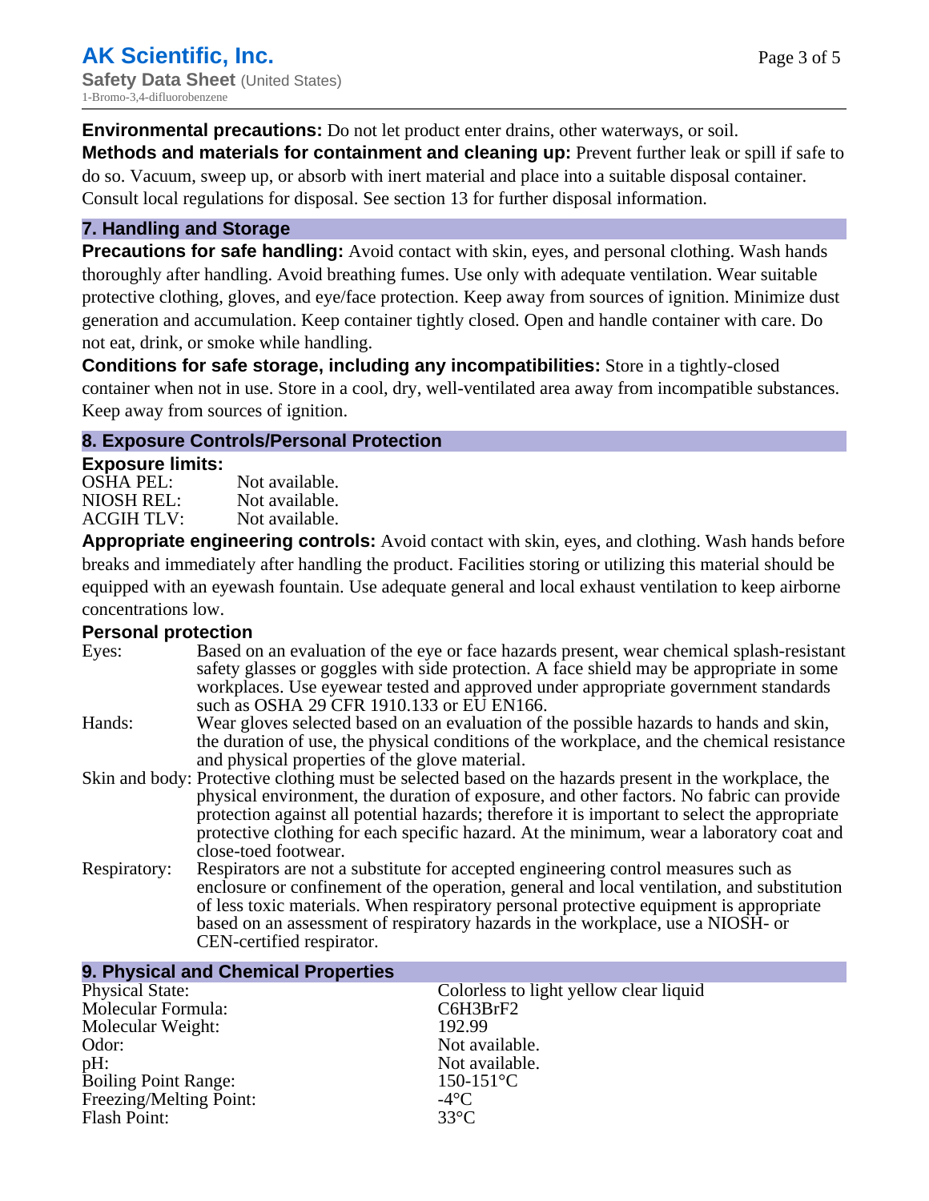**Environmental precautions:** Do not let product enter drains, other waterways, or soil.

**Methods and materials for containment and cleaning up:** Prevent further leak or spill if safe to do so. Vacuum, sweep up, or absorb with inert material and place into a suitable disposal container. Consult local regulations for disposal. See section 13 for further disposal information.

## 7. Handling and Storage

**Precautions for safe handling:** Avoid contact with skin, eyes, and personal clothing. Wash hands thoroughly after handling. Avoid breathing fumes. Use only with adequate ventilation. Wear suitable protective clothing, gloves, and eye/face protection. Keep away from sources of ignition. Minimize dust generation and accumulation. Keep container tightly closed. Open and handle container with care. Do not eat, drink, or smoke while handling.

**Conditions for safe storage, including any incompatibilities:** Store in a tightly-closed container when not in use. Store in a cool, dry, well-ventilated area away from incompatible substances. Keep away from sources of ignition.

## 8. Exposure Controls/Personal Protection

**Exposure limits:**

| | |
|---|---|
| OSHA PEL: | Not available. |
| NIOSH REL: | Not available. |
| ACGIH TLV: | Not available. |

**Appropriate engineering controls:** Avoid contact with skin, eyes, and clothing. Wash hands before breaks and immediately after handling the product. Facilities storing or utilizing this material should be equipped with an eyewash fountain. Use adequate general and local exhaust ventilation to keep airborne concentrations low.

**Personal protection**

| | |
|---|---|
| Eyes: | Based on an evaluation of the eye or face hazards present, wear chemical splash-resistant safety glasses or goggles with side protection. A face shield may be appropriate in some workplaces. Use eyewear tested and approved under appropriate government standards such as OSHA 29 CFR 1910.133 or EU EN166. |
| Hands: | Wear gloves selected based on an evaluation of the possible hazards to hands and skin, the duration of use, the physical conditions of the workplace, and the chemical resistance and physical properties of the glove material. |
| Skin and body: | Protective clothing must be selected based on the hazards present in the workplace, the physical environment, the duration of exposure, and other factors. No fabric can provide protection against all potential hazards; therefore it is important to select the appropriate protective clothing for each specific hazard. At the minimum, wear a laboratory coat and close-toed footwear. |
| Respiratory: | Respirators are not a substitute for accepted engineering control measures such as enclosure or confinement of the operation, general and local ventilation, and substitution of less toxic materials. When respiratory personal protective equipment is appropriate based on an assessment of respiratory hazards in the workplace, use a NIOSH- or CEN-certified respirator. |

## 9. Physical and Chemical Properties

| | |
|---|---|
| Physical State: | Colorless to light yellow clear liquid |
| Molecular Formula: | C6H3BrF2 |
| Molecular Weight: | 192.99 |
| Odor: | Not available. |
| pH: | Not available. |
| Boiling Point Range: | 150-151°C |
| Freezing/Melting Point: | -4°C |
| Flash Point: | 33°C |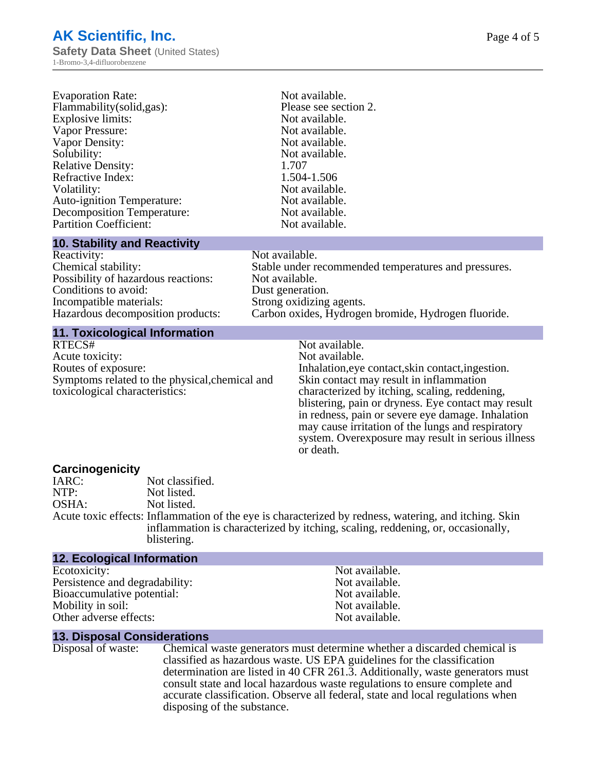| | |
|---|---|
| Evaporation Rate: | Not available. |
| Flammability(solid,gas): | Please see section 2. |
| Explosive limits: | Not available. |
| Vapor Pressure: | Not available. |
| Vapor Density: | Not available. |
| Solubility: | Not available. |
| Relative Density: | 1.707 |
| Refractive Index: | 1.504-1.506 |
| Volatility: | Not available. |
| Auto-ignition Temperature: | Not available. |
| Decomposition Temperature: | Not available. |
| Partition Coefficient: | Not available. |

## 10. Stability and Reactivity

| | |
|---|---|
| Reactivity: | Not available. |
| Chemical stability: | Stable under recommended temperatures and pressures. |
| Possibility of hazardous reactions: | Not available. |
| Conditions to avoid: | Dust generation. |
| Incompatible materials: | Strong oxidizing agents. |
| Hazardous decomposition products: | Carbon oxides, Hydrogen bromide, Hydrogen fluoride. |

## 11. Toxicological Information

| | |
|---|---|
| RTECS# | Not available. |
| Acute toxicity: | Not available. |
| Routes of exposure: | Inhalation,eye contact,skin contact,ingestion. |
| Symptoms related to the physical,chemical and toxicological characteristics: | Skin contact may result in inflammation characterized by itching, scaling, reddening, blistering, pain or dryness. Eye contact may result in redness, pain or severe eye damage. Inhalation may cause irritation of the lungs and respiratory system. Overexposure may result in serious illness or death. |

### Carcinogenicity

| | |
|---|---|
| IARC: | Not classified. |
| NTP: | Not listed. |
| OSHA: | Not listed. |
| Acute toxic effects: | Inflammation of the eye is characterized by redness, watering, and itching. Skin inflammation is characterized by itching, scaling, reddening, or, occasionally, blistering. |

## 12. Ecological Information

| | |
|---|---|
| Ecotoxicity: | Not available. |
| Persistence and degradability: | Not available. |
| Bioaccumulative potential: | Not available. |
| Mobility in soil: | Not available. |
| Other adverse effects: | Not available. |

## 13. Disposal Considerations

| | |
|---|---|
| Disposal of waste: | Chemical waste generators must determine whether a discarded chemical is classified as hazardous waste. US EPA guidelines for the classification determination are listed in 40 CFR 261.3. Additionally, waste generators must consult state and local hazardous waste regulations to ensure complete and accurate classification. Observe all federal, state and local regulations when disposing of the substance. |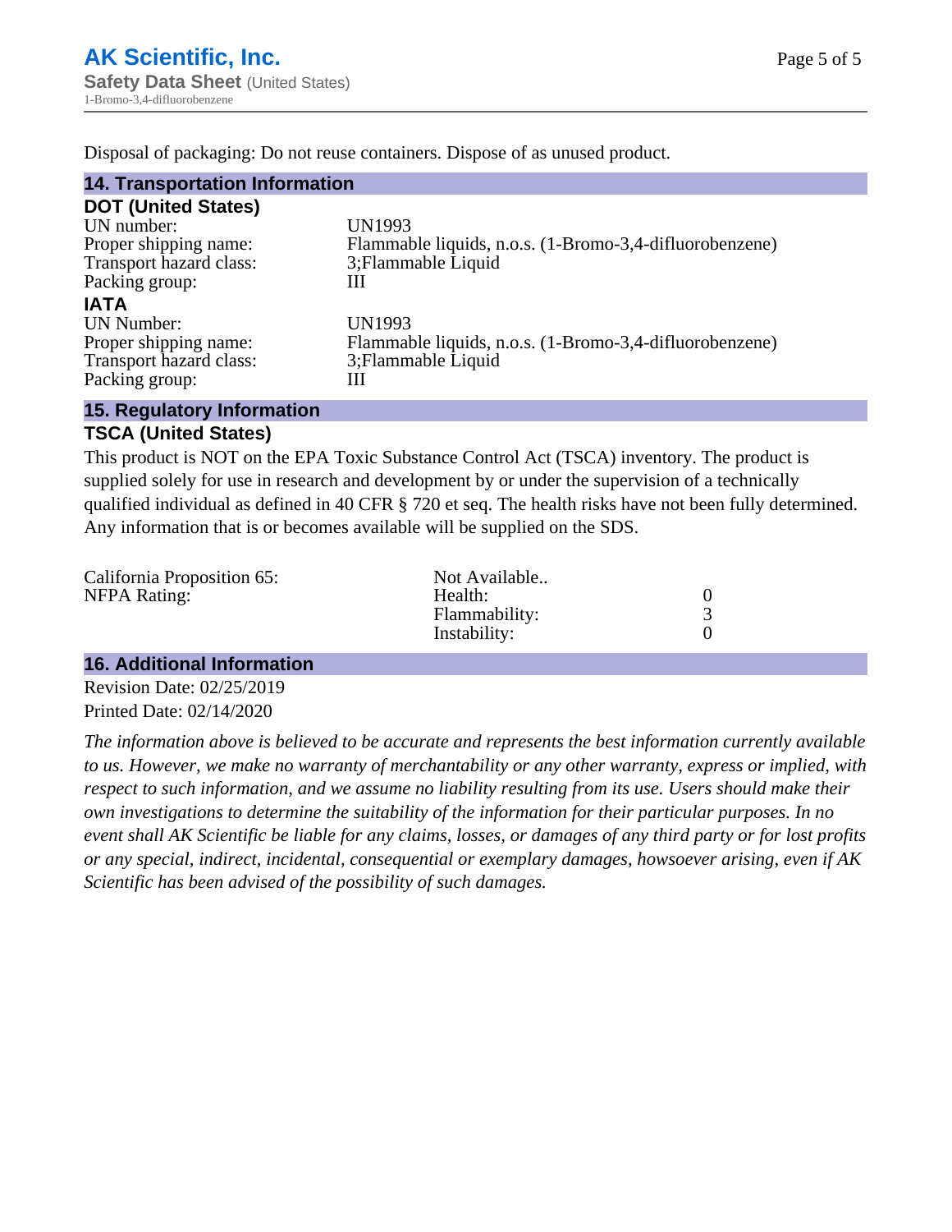Disposal of packaging: Do not reuse containers. Dispose of as unused product.

## 14. Transportation Information

### DOT (United States)

| | |
|---|---|
| UN number: | UN1993 |
| Proper shipping name: | Flammable liquids, n.o.s. (1-Bromo-3,4-difluorobenzene) |
| Transport hazard class: | 3;Flammable Liquid |
| Packing group: | III |

### IATA

| | |
|---|---|
| UN Number: | UN1993 |
| Proper shipping name: | Flammable liquids, n.o.s. (1-Bromo-3,4-difluorobenzene) |
| Transport hazard class: | 3;Flammable Liquid |
| Packing group: | III |

## 15. Regulatory Information

### TSCA (United States)

This product is NOT on the EPA Toxic Substance Control Act (TSCA) inventory. The product is supplied solely for use in research and development by or under the supervision of a technically qualified individual as defined in 40 CFR § 720 et seq. The health risks have not been fully determined. Any information that is or becomes available will be supplied on the SDS.

| | | |
|---|---|---|
| California Proposition 65: | Not Available.. | |
| NFPA Rating: | Health: | 0 |
| | Flammability: | 3 |
| | Instability: | 0 |

## 16. Additional Information

Revision Date: 02/25/2019

Printed Date: 02/14/2020

*The information above is believed to be accurate and represents the best information currently available to us. However, we make no warranty of merchantability or any other warranty, express or implied, with respect to such information, and we assume no liability resulting from its use. Users should make their own investigations to determine the suitability of the information for their particular purposes. In no event shall AK Scientific be liable for any claims, losses, or damages of any third party or for lost profits or any special, indirect, incidental, consequential or exemplary damages, howsoever arising, even if AK Scientific has been advised of the possibility of such damages.*